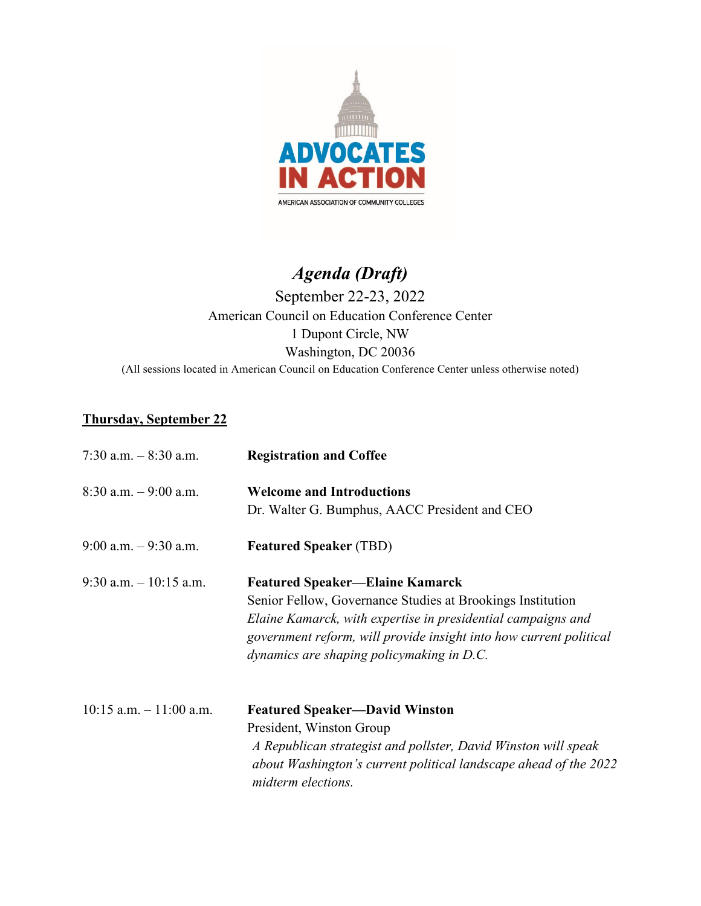ADVOCATES IN ACTION

AMERICAN ASSOCIATION OF COMMUNITY COLLEGES

# *Agenda (Draft)*

September 22-23, 2022
American Council on Education Conference Center
1 Dupont Circle, NW
Washington, DC 20036
(All sessions located in American Council on Education Conference Center unless otherwise noted)

## Thursday, September 22

7:30 a.m. – 8:30 a.m. **Registration and Coffee**

8:30 a.m. – 9:00 a.m. **Welcome and Introductions**
Dr. Walter G. Bumphus, AACC President and CEO

9:00 a.m. – 9:30 a.m. **Featured Speaker** (TBD)

9:30 a.m. – 10:15 a.m. **Featured Speaker—Elaine Kamarck**
Senior Fellow, Governance Studies at Brookings Institution
*Elaine Kamarck, with expertise in presidential campaigns and government reform, will provide insight into how current political dynamics are shaping policymaking in D.C.*

10:15 a.m. – 11:00 a.m. **Featured Speaker—David Winston**
President, Winston Group
*A Republican strategist and pollster, David Winston will speak about Washington's current political landscape ahead of the 2022 midterm elections.*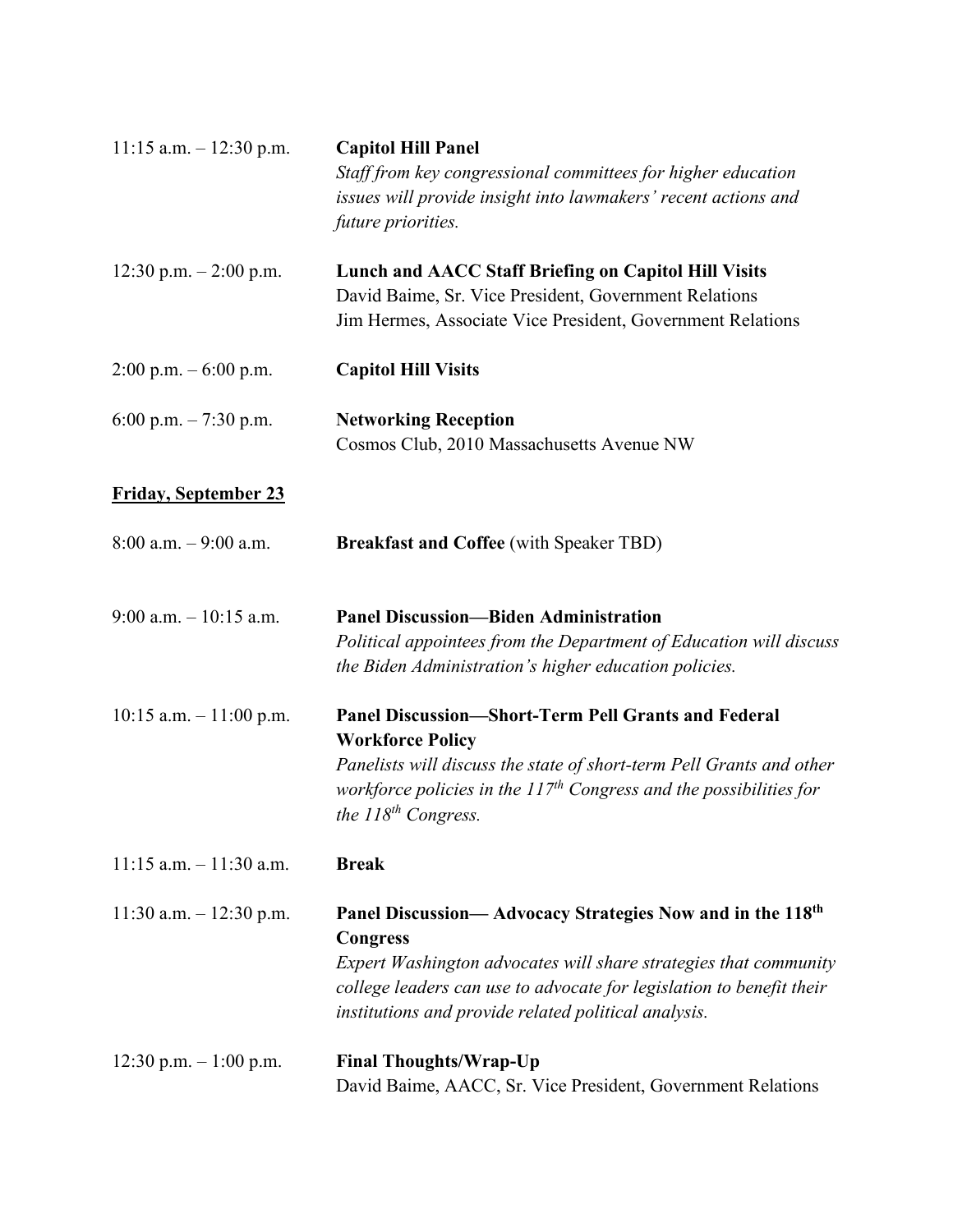11:15 a.m. – 12:30 p.m. **Capitol Hill Panel**
*Staff from key congressional committees for higher education issues will provide insight into lawmakers' recent actions and future priorities.*

12:30 p.m. – 2:00 p.m. **Lunch and AACC Staff Briefing on Capitol Hill Visits**
David Baime, Sr. Vice President, Government Relations
Jim Hermes, Associate Vice President, Government Relations

2:00 p.m. – 6:00 p.m. **Capitol Hill Visits**

6:00 p.m. – 7:30 p.m. **Networking Reception**
Cosmos Club, 2010 Massachusetts Avenue NW

**<u>Friday, September 23</u>**

8:00 a.m. – 9:00 a.m. **Breakfast and Coffee** (with Speaker TBD)

9:00 a.m. – 10:15 a.m. **Panel Discussion—Biden Administration**
*Political appointees from the Department of Education will discuss the Biden Administration's higher education policies.*

10:15 a.m. – 11:00 p.m. **Panel Discussion—Short-Term Pell Grants and Federal Workforce Policy**
*Panelists will discuss the state of short-term Pell Grants and other workforce policies in the 117th Congress and the possibilities for the 118th Congress.*

11:15 a.m. – 11:30 a.m. **Break**

11:30 a.m. – 12:30 p.m. **Panel Discussion— Advocacy Strategies Now and in the 118th Congress**
*Expert Washington advocates will share strategies that community college leaders can use to advocate for legislation to benefit their institutions and provide related political analysis.*

12:30 p.m. – 1:00 p.m. **Final Thoughts/Wrap-Up**
David Baime, AACC, Sr. Vice President, Government Relations